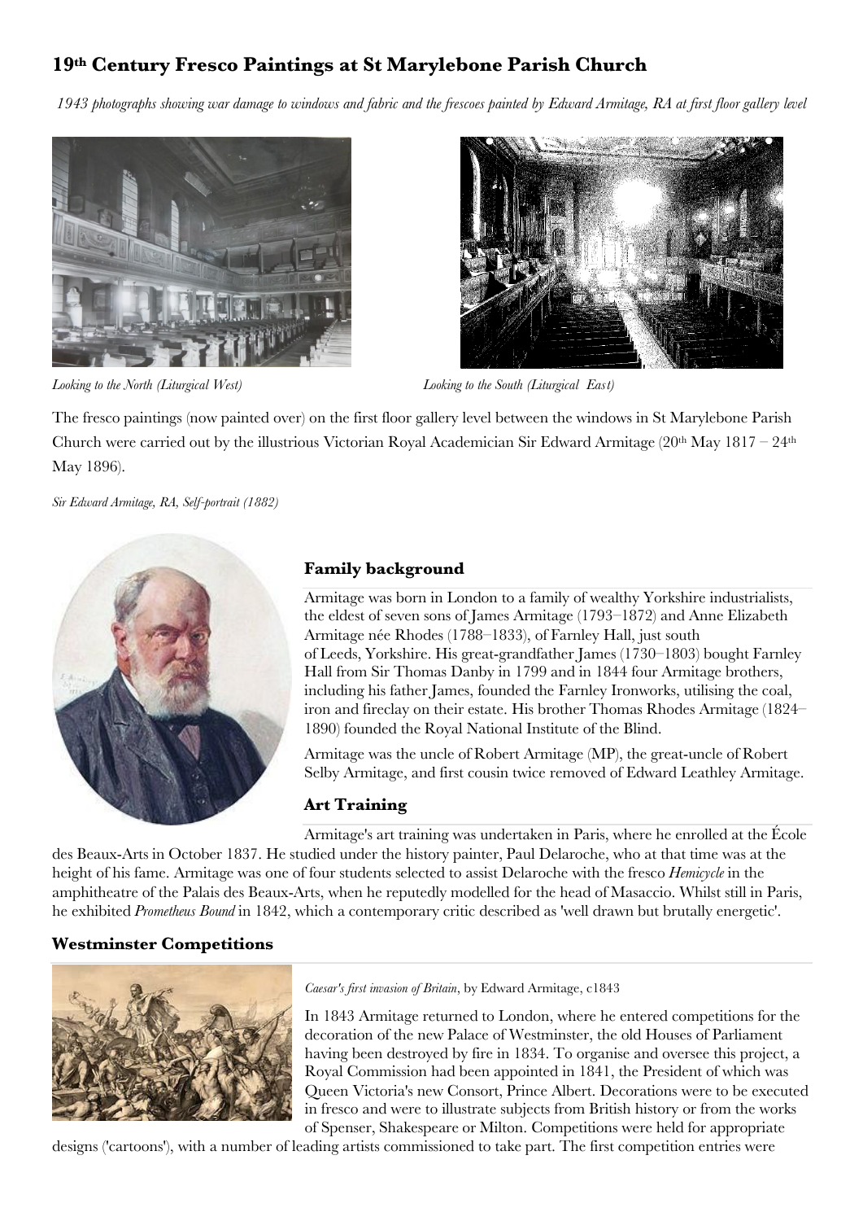# 19th Century Fresco Paintings at St Marylebone Parish Church

*1943 photographs showing war damage to windows and fabric and the frescoes painted by Edward Armitage, RA at first floor gallery level*

*Looking to the North (Liturgical West)*

*Looking to the South (Liturgical East)*

The fresco paintings (now painted over) on the first floor gallery level between the windows in St Marylebone Parish Church were carried out by the illustrious Victorian Royal Academician Sir Edward Armitage (20th May 1817 – 24th May 1896).

*Sir Edward Armitage, RA, Self-portrait (1882)*

## Family background

Armitage was born in London to a family of wealthy Yorkshire industrialists, the eldest of seven sons of James Armitage (1793–1872) and Anne Elizabeth Armitage née Rhodes (1788–1833), of Farnley Hall, just south of Leeds, Yorkshire. His great-grandfather James (1730–1803) bought Farnley Hall from Sir Thomas Danby in 1799 and in 1844 four Armitage brothers, including his father James, founded the Farnley Ironworks, utilising the coal, iron and fireclay on their estate. His brother Thomas Rhodes Armitage (1824–1890) founded the Royal National Institute of the Blind.

Armitage was the uncle of Robert Armitage (MP), the great-uncle of Robert Selby Armitage, and first cousin twice removed of Edward Leathley Armitage.

## Art Training

Armitage's art training was undertaken in Paris, where he enrolled at the École des Beaux-Arts in October 1837. He studied under the history painter, Paul Delaroche, who at that time was at the height of his fame. Armitage was one of four students selected to assist Delaroche with the fresco *Hemicycle* in the amphitheatre of the Palais des Beaux-Arts, when he reputedly modelled for the head of Masaccio. Whilst still in Paris, he exhibited *Prometheus Bound* in 1842, which a contemporary critic described as 'well drawn but brutally energetic'.

## Westminster Competitions

*Caesar's first invasion of Britain*, by Edward Armitage, c1843

In 1843 Armitage returned to London, where he entered competitions for the decoration of the new Palace of Westminster, the old Houses of Parliament having been destroyed by fire in 1834. To organise and oversee this project, a Royal Commission had been appointed in 1841, the President of which was Queen Victoria's new Consort, Prince Albert. Decorations were to be executed in fresco and were to illustrate subjects from British history or from the works of Spenser, Shakespeare or Milton. Competitions were held for appropriate designs ('cartoons'), with a number of leading artists commissioned to take part. The first competition entries were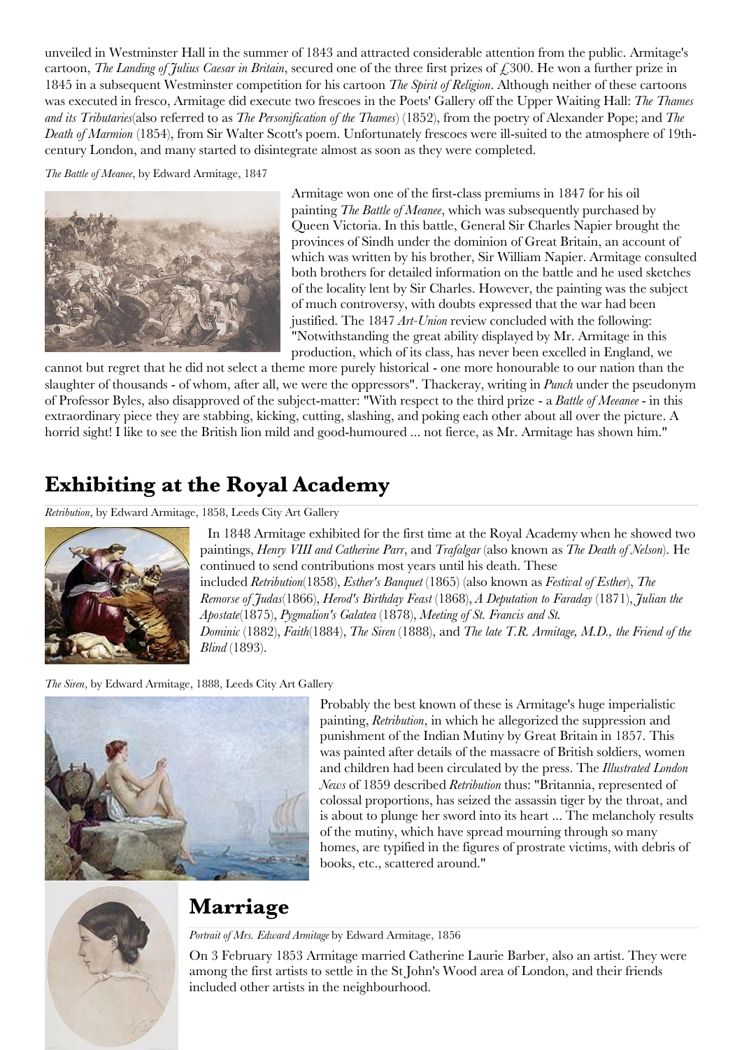unveiled in Westminster Hall in the summer of 1843 and attracted considerable attention from the public. Armitage's cartoon, *The Landing of Julius Caesar in Britain*, secured one of the three first prizes of £300. He won a further prize in 1845 in a subsequent Westminster competition for his cartoon *The Spirit of Religion*. Although neither of these cartoons was executed in fresco, Armitage did execute two frescoes in the Poets' Gallery off the Upper Waiting Hall: *The Thames and its Tributaries*(also referred to as *The Personification of the Thames*) (1852), from the poetry of Alexander Pope; and *The Death of Marmion* (1854), from Sir Walter Scott's poem. Unfortunately frescoes were ill-suited to the atmosphere of 19th-century London, and many started to disintegrate almost as soon as they were completed.

*The Battle of Meanee*, by Edward Armitage, 1847

Armitage won one of the first-class premiums in 1847 for his oil painting *The Battle of Meanee*, which was subsequently purchased by Queen Victoria. In this battle, General Sir Charles Napier brought the provinces of Sindh under the dominion of Great Britain, an account of which was written by his brother, Sir William Napier. Armitage consulted both brothers for detailed information on the battle and he used sketches of the locality lent by Sir Charles. However, the painting was the subject of much controversy, with doubts expressed that the war had been justified. The 1847 *Art-Union* review concluded with the following: "Notwithstanding the great ability displayed by Mr. Armitage in this production, which of its class, has never been excelled in England, we cannot but regret that he did not select a theme more purely historical - one more honourable to our nation than the slaughter of thousands - of whom, after all, we were the oppressors". Thackeray, writing in *Punch* under the pseudonym of Professor Byles, also disapproved of the subject-matter: "With respect to the third prize - a *Battle of Meeanee* - in this extraordinary piece they are stabbing, kicking, cutting, slashing, and poking each other about all over the picture. A horrid sight! I like to see the British lion mild and good-humoured ... not fierce, as Mr. Armitage has shown him."

## Exhibiting at the Royal Academy

*Retribution*, by Edward Armitage, 1858, Leeds City Art Gallery

In 1848 Armitage exhibited for the first time at the Royal Academy when he showed two paintings, *Henry VIII and Catherine Parr*, and *Trafalgar* (also known as *The Death of Nelson*). He continued to send contributions most years until his death. These included *Retribution*(1858), *Esther's Banquet* (1865) (also known as *Festival of Esther*), *The Remorse of Judas*(1866), *Herod's Birthday Feast* (1868), *A Deputation to Faraday* (1871), *Julian the Apostate*(1875), *Pygmalion's Galatea* (1878), *Meeting of St. Francis and St. Dominic* (1882), *Faith*(1884), *The Siren* (1888), and *The late T.R. Armitage, M.D., the Friend of the Blind* (1893).

*The Siren*, by Edward Armitage, 1888, Leeds City Art Gallery

Probably the best known of these is Armitage's huge imperialistic painting, *Retribution*, in which he allegorized the suppression and punishment of the Indian Mutiny by Great Britain in 1857. This was painted after details of the massacre of British soldiers, women and children had been circulated by the press. The *Illustrated London News* of 1859 described *Retribution* thus: "Britannia, represented of colossal proportions, has seized the assassin tiger by the throat, and is about to plunge her sword into its heart ... The melancholy results of the mutiny, which have spread mourning through so many homes, are typified in the figures of prostrate victims, with debris of books, etc., scattered around."

## Marriage

*Portrait of Mrs. Edward Armitage* by Edward Armitage, 1856

On 3 February 1853 Armitage married Catherine Laurie Barber, also an artist. They were among the first artists to settle in the St John's Wood area of London, and their friends included other artists in the neighbourhood.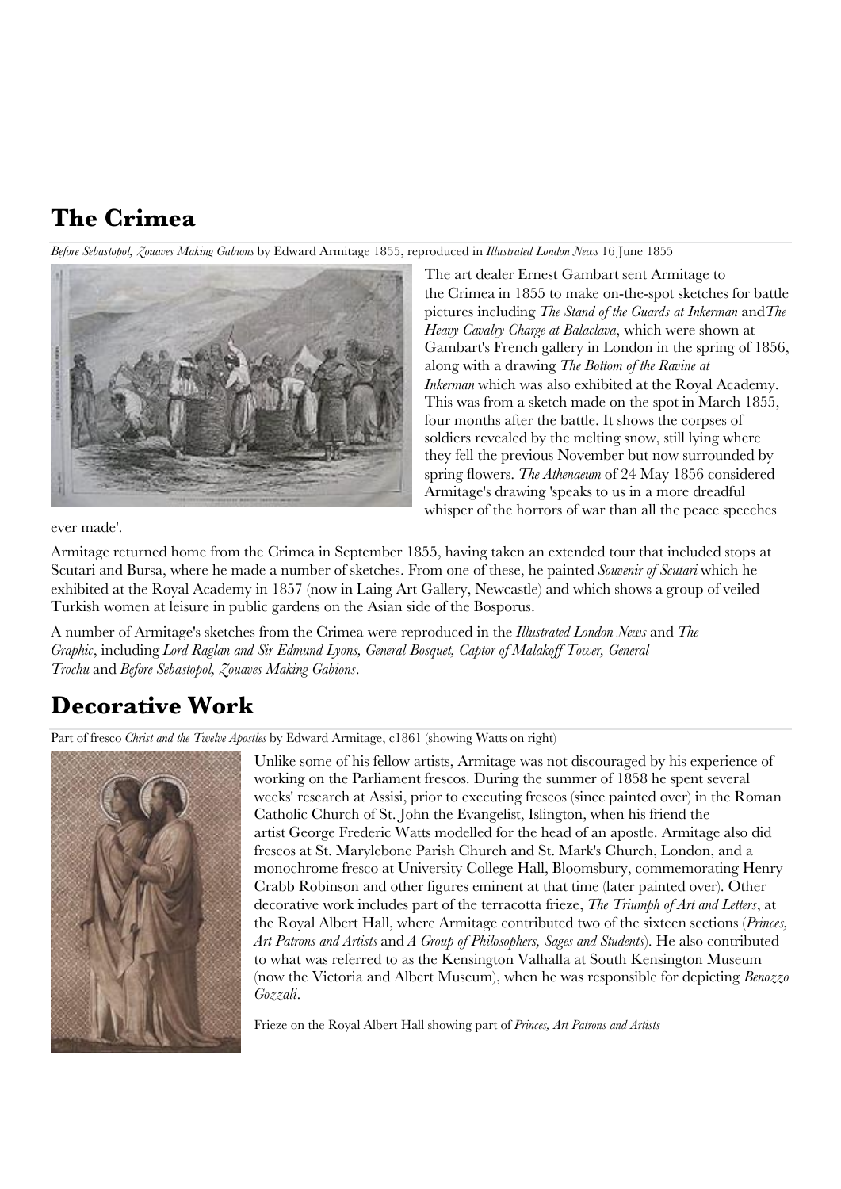## The Crimea

*Before Sebastopol, Zouaves Making Gabions* by Edward Armitage 1855, reproduced in *Illustrated London News* 16 June 1855

The art dealer Ernest Gambart sent Armitage to the Crimea in 1855 to make on-the-spot sketches for battle pictures including *The Stand of the Guards at Inkerman* and *The Heavy Cavalry Charge at Balaclava*, which were shown at Gambart's French gallery in London in the spring of 1856, along with a drawing *The Bottom of the Ravine at Inkerman* which was also exhibited at the Royal Academy. This was from a sketch made on the spot in March 1855, four months after the battle. It shows the corpses of soldiers revealed by the melting snow, still lying where they fell the previous November but now surrounded by spring flowers. *The Athenaeum* of 24 May 1856 considered Armitage's drawing 'speaks to us in a more dreadful whisper of the horrors of war than all the peace speeches ever made'.

Armitage returned home from the Crimea in September 1855, having taken an extended tour that included stops at Scutari and Bursa, where he made a number of sketches. From one of these, he painted *Souvenir of Scutari* which he exhibited at the Royal Academy in 1857 (now in Laing Art Gallery, Newcastle) and which shows a group of veiled Turkish women at leisure in public gardens on the Asian side of the Bosporus.

A number of Armitage's sketches from the Crimea were reproduced in the *Illustrated London News* and *The Graphic*, including *Lord Raglan and Sir Edmund Lyons, General Bosquet, Captor of Malakoff Tower, General Trochu* and *Before Sebastopol, Zouaves Making Gabions*.

## Decorative Work

Part of fresco *Christ and the Twelve Apostles* by Edward Armitage, c1861 (showing Watts on right)

Unlike some of his fellow artists, Armitage was not discouraged by his experience of working on the Parliament frescos. During the summer of 1858 he spent several weeks' research at Assisi, prior to executing frescos (since painted over) in the Roman Catholic Church of St. John the Evangelist, Islington, when his friend the artist George Frederic Watts modelled for the head of an apostle. Armitage also did frescos at St. Marylebone Parish Church and St. Mark's Church, London, and a monochrome fresco at University College Hall, Bloomsbury, commemorating Henry Crabb Robinson and other figures eminent at that time (later painted over). Other decorative work includes part of the terracotta frieze, *The Triumph of Art and Letters*, at the Royal Albert Hall, where Armitage contributed two of the sixteen sections (*Princes, Art Patrons and Artists* and *A Group of Philosophers, Sages and Students*). He also contributed to what was referred to as the Kensington Valhalla at South Kensington Museum (now the Victoria and Albert Museum), when he was responsible for depicting *Benozzo Gozzali*.

Frieze on the Royal Albert Hall showing part of *Princes, Art Patrons and Artists*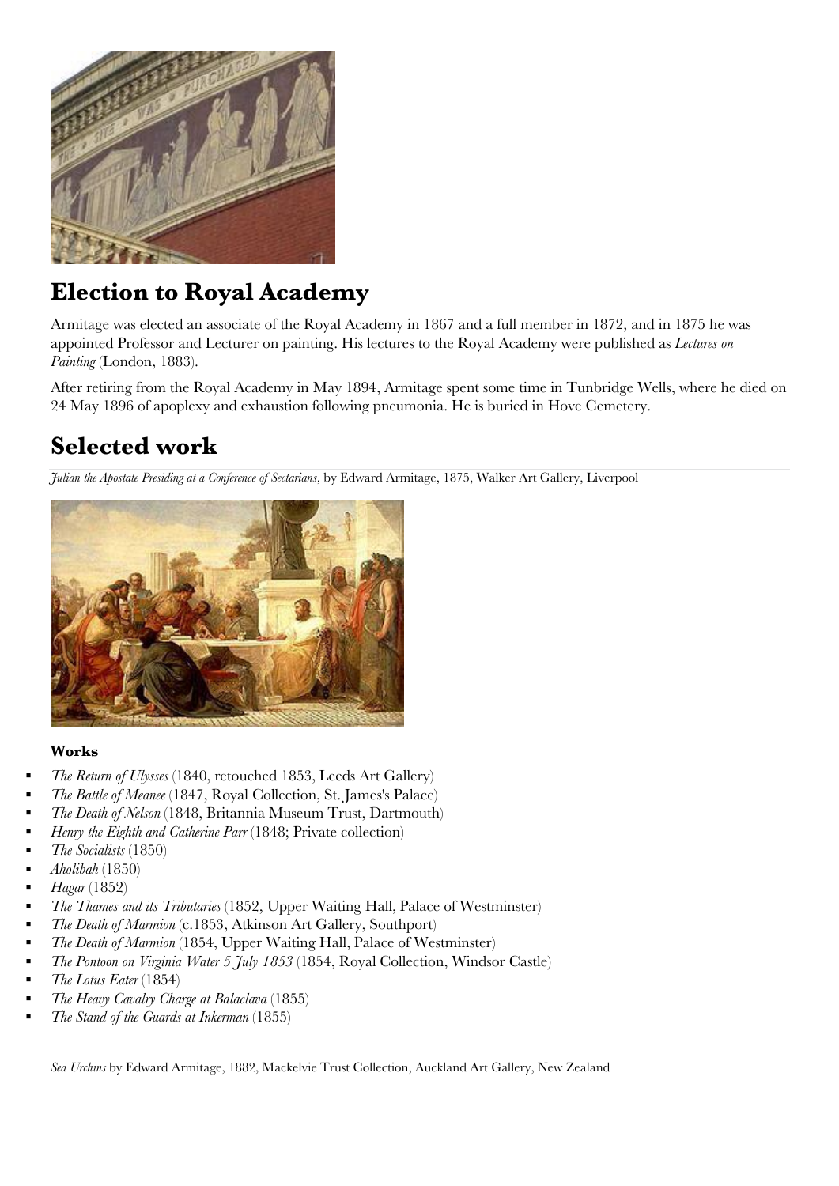## Election to Royal Academy

Armitage was elected an associate of the Royal Academy in 1867 and a full member in 1872, and in 1875 he was appointed Professor and Lecturer on painting. His lectures to the Royal Academy were published as *Lectures on Painting* (London, 1883).

After retiring from the Royal Academy in May 1894, Armitage spent some time in Tunbridge Wells, where he died on 24 May 1896 of apoplexy and exhaustion following pneumonia. He is buried in Hove Cemetery.

## Selected work

*Julian the Apostate Presiding at a Conference of Sectarians*, by Edward Armitage, 1875, Walker Art Gallery, Liverpool

**Works**

- *The Return of Ulysses* (1840, retouched 1853, Leeds Art Gallery)
- *The Battle of Meanee* (1847, Royal Collection, St. James's Palace)
- *The Death of Nelson* (1848, Britannia Museum Trust, Dartmouth)
- *Henry the Eighth and Catherine Parr* (1848; Private collection)
- *The Socialists* (1850)
- *Aholibah* (1850)
- *Hagar* (1852)
- *The Thames and its Tributaries* (1852, Upper Waiting Hall, Palace of Westminster)
- *The Death of Marmion* (c.1853, Atkinson Art Gallery, Southport)
- *The Death of Marmion* (1854, Upper Waiting Hall, Palace of Westminster)
- *The Pontoon on Virginia Water 5 July 1853* (1854, Royal Collection, Windsor Castle)
- *The Lotus Eater* (1854)
- *The Heavy Cavalry Charge at Balaclava* (1855)
- *The Stand of the Guards at Inkerman* (1855)

*Sea Urchins* by Edward Armitage, 1882, Mackelvie Trust Collection, Auckland Art Gallery, New Zealand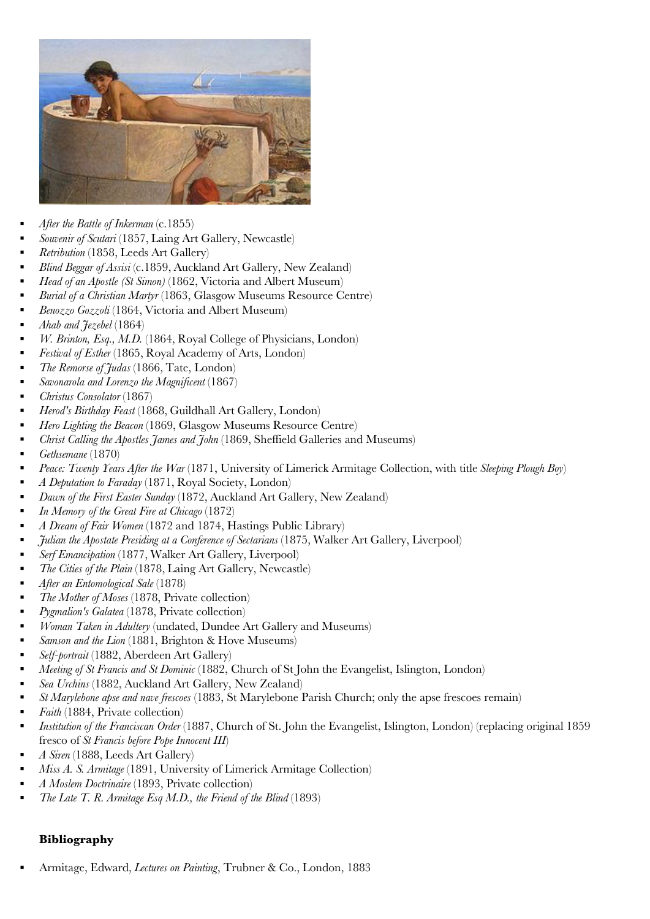- *After the Battle of Inkerman* (c.1855)
- *Souvenir of Scutari* (1857, Laing Art Gallery, Newcastle)
- *Retribution* (1858, Leeds Art Gallery)
- *Blind Beggar of Assisi* (c.1859, Auckland Art Gallery, New Zealand)
- *Head of an Apostle (St Simon)* (1862, Victoria and Albert Museum)
- *Burial of a Christian Martyr* (1863, Glasgow Museums Resource Centre)
- *Benozzo Gozzoli* (1864, Victoria and Albert Museum)
- *Ahab and Jezebel* (1864)
- *W. Brinton, Esq., M.D.* (1864, Royal College of Physicians, London)
- *Festival of Esther* (1865, Royal Academy of Arts, London)
- *The Remorse of Judas* (1866, Tate, London)
- *Savonarola and Lorenzo the Magnificent* (1867)
- *Christus Consolator* (1867)
- *Herod's Birthday Feast* (1868, Guildhall Art Gallery, London)
- *Hero Lighting the Beacon* (1869, Glasgow Museums Resource Centre)
- *Christ Calling the Apostles James and John* (1869, Sheffield Galleries and Museums)
- *Gethsemane* (1870)
- *Peace: Twenty Years After the War* (1871, University of Limerick Armitage Collection, with title *Sleeping Plough Boy*)
- *A Deputation to Faraday* (1871, Royal Society, London)
- *Dawn of the First Easter Sunday* (1872, Auckland Art Gallery, New Zealand)
- *In Memory of the Great Fire at Chicago* (1872)
- *A Dream of Fair Women* (1872 and 1874, Hastings Public Library)
- *Julian the Apostate Presiding at a Conference of Sectarians* (1875, Walker Art Gallery, Liverpool)
- *Serf Emancipation* (1877, Walker Art Gallery, Liverpool)
- *The Cities of the Plain* (1878, Laing Art Gallery, Newcastle)
- *After an Entomological Sale* (1878)
- *The Mother of Moses* (1878, Private collection)
- *Pygmalion's Galatea* (1878, Private collection)
- *Woman Taken in Adultery* (undated, Dundee Art Gallery and Museums)
- *Samson and the Lion* (1881, Brighton & Hove Museums)
- *Self-portrait* (1882, Aberdeen Art Gallery)
- *Meeting of St Francis and St Dominic* (1882, Church of St John the Evangelist, Islington, London)
- *Sea Urchins* (1882, Auckland Art Gallery, New Zealand)
- *St Marylebone apse and nave frescoes* (1883, St Marylebone Parish Church; only the apse frescoes remain)
- *Faith* (1884, Private collection)
- *Institution of the Franciscan Order* (1887, Church of St. John the Evangelist, Islington, London) (replacing original 1859 fresco of *St Francis before Pope Innocent III*)
- *A Siren* (1888, Leeds Art Gallery)
- *Miss A. S. Armitage* (1891, University of Limerick Armitage Collection)
- *A Moslem Doctrinaire* (1893, Private collection)
- *The Late T. R. Armitage Esq M.D., the Friend of the Blind* (1893)

**Bibliography**

- Armitage, Edward, *Lectures on Painting*, Trubner & Co., London, 1883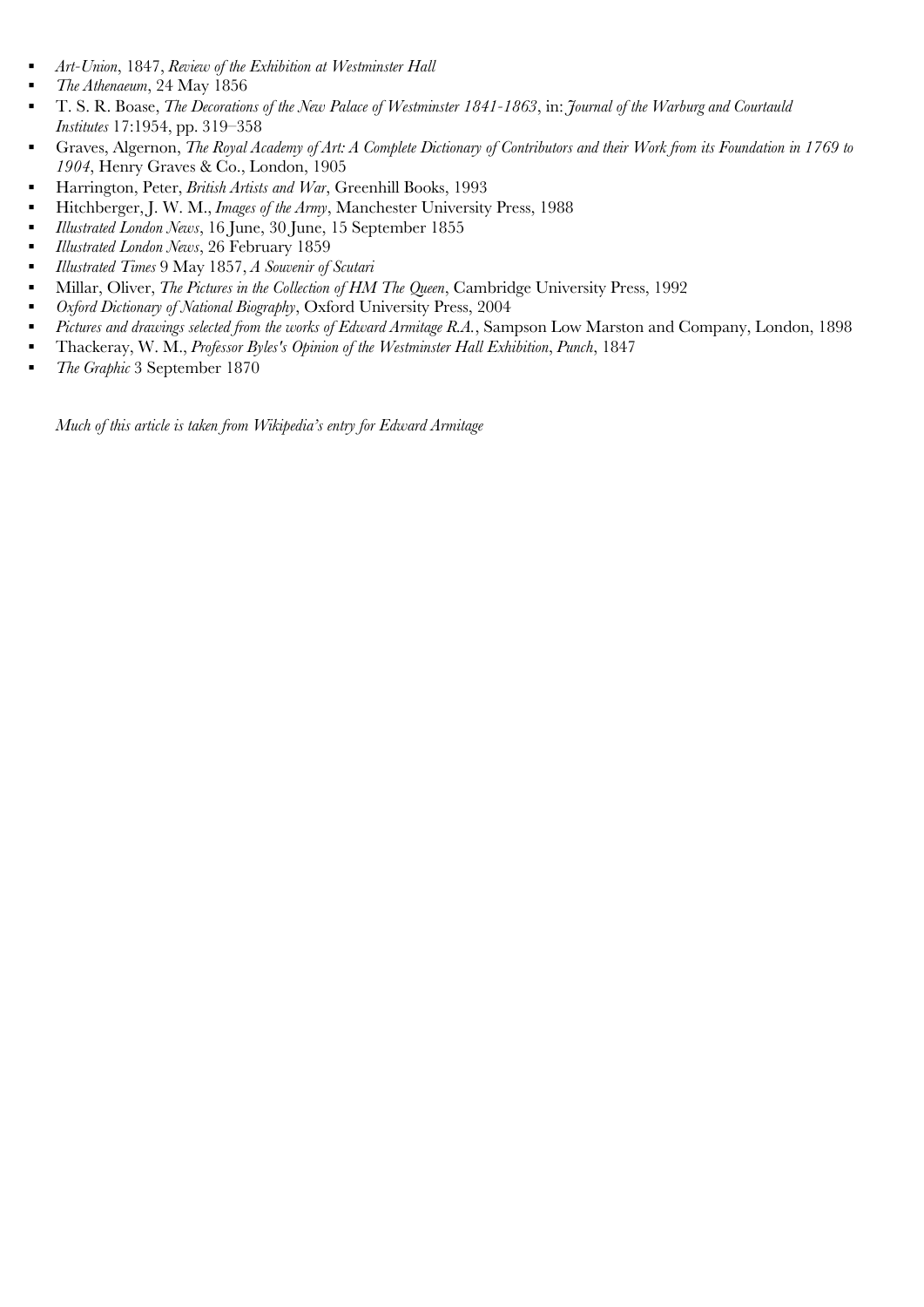- *Art-Union*, 1847, *Review of the Exhibition at Westminster Hall*
- *The Athenaeum*, 24 May 1856
- T. S. R. Boase, *The Decorations of the New Palace of Westminster 1841-1863*, in: *Journal of the Warburg and Courtauld Institutes* 17:1954, pp. 319–358
- Graves, Algernon, *The Royal Academy of Art: A Complete Dictionary of Contributors and their Work from its Foundation in 1769 to 1904*, Henry Graves & Co., London, 1905
- Harrington, Peter, *British Artists and War*, Greenhill Books, 1993
- Hitchberger, J. W. M., *Images of the Army*, Manchester University Press, 1988
- *Illustrated London News*, 16 June, 30 June, 15 September 1855
- *Illustrated London News*, 26 February 1859
- *Illustrated Times* 9 May 1857, *A Souvenir of Scutari*
- Millar, Oliver, *The Pictures in the Collection of HM The Queen*, Cambridge University Press, 1992
- *Oxford Dictionary of National Biography*, Oxford University Press, 2004
- *Pictures and drawings selected from the works of Edward Armitage R.A.*, Sampson Low Marston and Company, London, 1898
- Thackeray, W. M., *Professor Byles's Opinion of the Westminster Hall Exhibition*, *Punch*, 1847
- *The Graphic* 3 September 1870

*Much of this article is taken from Wikipedia's entry for Edward Armitage*